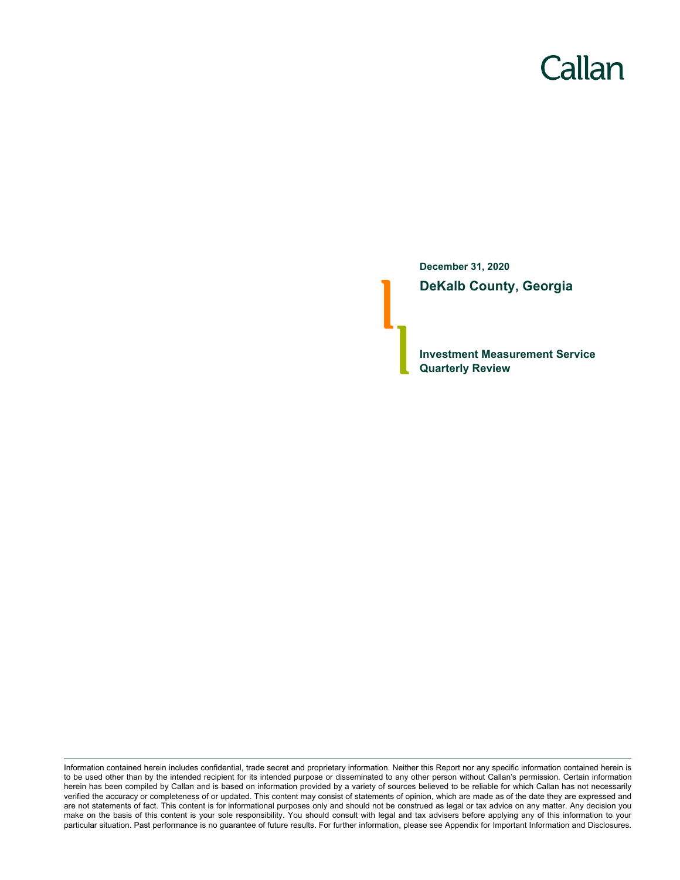Callan

December 31, 2020

# DeKalb County, Georgia

## Investment Measurement Service
## Quarterly Review

Information contained herein includes confidential, trade secret and proprietary information. Neither this Report nor any specific information contained herein is to be used other than by the intended recipient for its intended purpose or disseminated to any other person without Callan's permission. Certain information herein has been compiled by Callan and is based on information provided by a variety of sources believed to be reliable for which Callan has not necessarily verified the accuracy or completeness of or updated. This content may consist of statements of opinion, which are made as of the date they are expressed and are not statements of fact. This content is for informational purposes only and should not be construed as legal or tax advice on any matter. Any decision you make on the basis of this content is your sole responsibility. You should consult with legal and tax advisers before applying any of this information to your particular situation. Past performance is no guarantee of future results. For further information, please see Appendix for Important Information and Disclosures.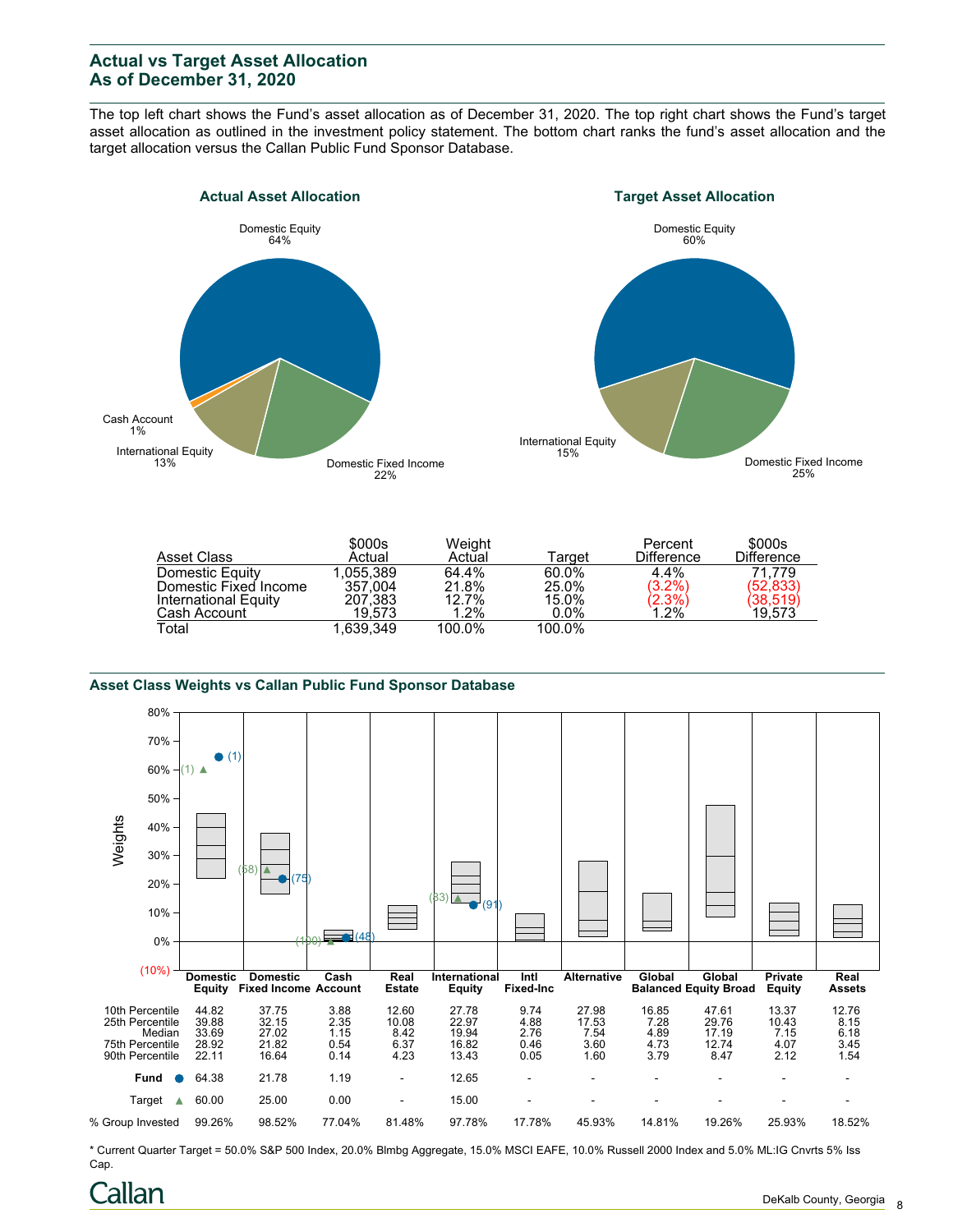## Actual vs Target Asset Allocation
## As of December 31, 2020

The top left chart shows the Fund's asset allocation as of December 31, 2020. The top right chart shows the Fund's target asset allocation as outlined in the investment policy statement. The bottom chart ranks the fund's asset allocation and the target allocation versus the Callan Public Fund Sponsor Database.

**Actual Asset Allocation**

Domestic Equity 64%, Domestic Fixed Income 22%, International Equity 13%, Cash Account 1%

**Target Asset Allocation**

Domestic Equity 60%, Domestic Fixed Income 25%, International Equity 15%

| Asset Class | $000s Actual | Weight Actual | Target | Percent Difference | $000s Difference |
|---|---|---|---|---|---|
| Domestic Equity | 1,055,389 | 64.4% | 60.0% | 4.4% | 71,779 |
| Domestic Fixed Income | 357,004 | 21.8% | 25.0% | (3.2%) | (52,833) |
| International Equity | 207,383 | 12.7% | 15.0% | (2.3%) | (38,519) |
| Cash Account | 19,573 | 1.2% | 0.0% | 1.2% | 19,573 |
| Total | 1,639,349 | 100.0% | 100.0% | | |

### Asset Class Weights vs Callan Public Fund Sponsor Database

| | Domestic Equity | Domestic Fixed Income | Cash Account | Real Estate | International Equity | Intl Fixed-Inc | Alternative | Global Balanced | Global Equity Broad | Private Equity | Real Assets |
|---|---|---|---|---|---|---|---|---|---|---|---|
| 10th Percentile | 44.82 | 37.75 | 3.88 | 12.60 | 27.78 | 9.74 | 27.98 | 16.85 | 47.61 | 13.37 | 12.76 |
| 25th Percentile | 39.88 | 32.15 | 2.35 | 10.08 | 22.97 | 4.88 | 17.53 | 7.28 | 29.76 | 10.43 | 8.15 |
| Median | 33.69 | 27.02 | 1.15 | 8.42 | 19.94 | 2.76 | 7.54 | 4.89 | 17.19 | 7.15 | 6.18 |
| 75th Percentile | 28.92 | 21.82 | 0.54 | 6.37 | 16.82 | 0.46 | 3.60 | 4.73 | 12.74 | 4.07 | 3.45 |
| 90th Percentile | 22.11 | 16.64 | 0.14 | 4.23 | 13.43 | 0.05 | 1.60 | 3.79 | 8.47 | 2.12 | 1.54 |
| Fund ● | 64.38 (1) | 21.78 (75) | 1.19 (48) | - | 12.65 (91) | - | - | - | - | - | - |
| Target ▲ | 60.00 (1) | 25.00 (58) | 0.00 (100) | - | 15.00 (83) | - | - | - | - | - | - |
| % Group Invested | 99.26% | 98.52% | 77.04% | 81.48% | 97.78% | 17.78% | 45.93% | 14.81% | 19.26% | 25.93% | 18.52% |

* Current Quarter Target = 50.0% S&P 500 Index, 20.0% Blmbg Aggregate, 15.0% MSCI EAFE, 10.0% Russell 2000 Index and 5.0% ML:IG Cnvrts 5% Iss Cap.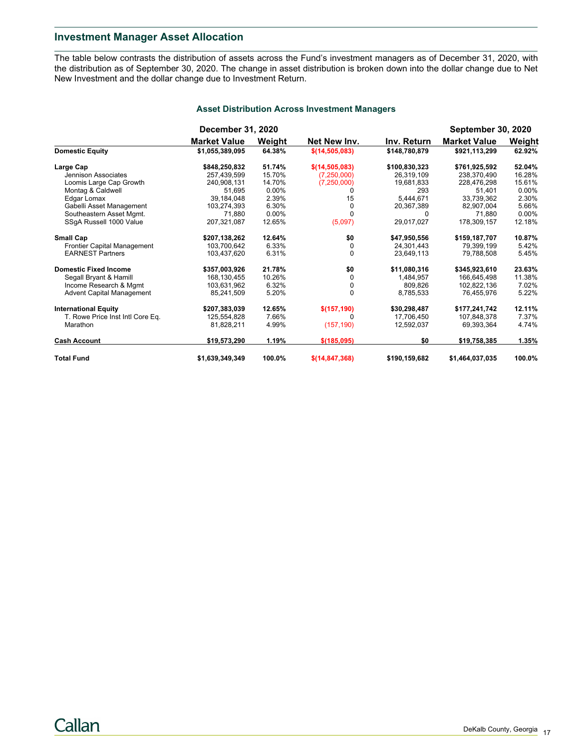## Investment Manager Asset Allocation

The table below contrasts the distribution of assets across the Fund's investment managers as of December 31, 2020, with the distribution as of September 30, 2020. The change in asset distribution is broken down into the dollar change due to Net New Investment and the dollar change due to Investment Return.

### Asset Distribution Across Investment Managers

| | December 31, 2020 | | | | September 30, 2020 | |
|---|---|---|---|---|---|---|
| | **Market Value** | **Weight** | **Net New Inv.** | **Inv. Return** | **Market Value** | **Weight** |
| **Domestic Equity** | **$1,055,389,095** | **64.38%** | **$(14,505,083)** | **$148,780,879** | **$921,113,299** | **62.92%** |
| **Large Cap** | **$848,250,832** | **51.74%** | **$(14,505,083)** | **$100,830,323** | **$761,925,592** | **52.04%** |
| Jennison Associates | 257,439,599 | 15.70% | (7,250,000) | 26,319,109 | 238,370,490 | 16.28% |
| Loomis Large Cap Growth | 240,908,131 | 14.70% | (7,250,000) | 19,681,833 | 228,476,298 | 15.61% |
| Montag & Caldwell | 51,695 | 0.00% | 0 | 293 | 51,401 | 0.00% |
| Edgar Lomax | 39,184,048 | 2.39% | 15 | 5,444,671 | 33,739,362 | 2.30% |
| Gabelli Asset Management | 103,274,393 | 6.30% | 0 | 20,367,389 | 82,907,004 | 5.66% |
| Southeastern Asset Mgmt. | 71,880 | 0.00% | 0 | 0 | 71,880 | 0.00% |
| SSgA Russell 1000 Value | 207,321,087 | 12.65% | (5,097) | 29,017,027 | 178,309,157 | 12.18% |
| **Small Cap** | **$207,138,262** | **12.64%** | **$0** | **$47,950,556** | **$159,187,707** | **10.87%** |
| Frontier Capital Management | 103,700,642 | 6.33% | 0 | 24,301,443 | 79,399,199 | 5.42% |
| EARNEST Partners | 103,437,620 | 6.31% | 0 | 23,649,113 | 79,788,508 | 5.45% |
| **Domestic Fixed Income** | **$357,003,926** | **21.78%** | **$0** | **$11,080,316** | **$345,923,610** | **23.63%** |
| Segall Bryant & Hamill | 168,130,455 | 10.26% | 0 | 1,484,957 | 166,645,498 | 11.38% |
| Income Research & Mgmt | 103,631,962 | 6.32% | 0 | 809,826 | 102,822,136 | 7.02% |
| Advent Capital Management | 85,241,509 | 5.20% | 0 | 8,785,533 | 76,455,976 | 5.22% |
| **International Equity** | **$207,383,039** | **12.65%** | **$(157,190)** | **$30,298,487** | **$177,241,742** | **12.11%** |
| T. Rowe Price Inst Intl Core Eq. | 125,554,828 | 7.66% | 0 | 17,706,450 | 107,848,378 | 7.37% |
| Marathon | 81,828,211 | 4.99% | (157,190) | 12,592,037 | 69,393,364 | 4.74% |
| **Cash Account** | **$19,573,290** | **1.19%** | **$(185,095)** | **$0** | **$19,758,385** | **1.35%** |
| **Total Fund** | **$1,639,349,349** | **100.0%** | **$(14,847,368)** | **$190,159,682** | **$1,464,037,035** | **100.0%** |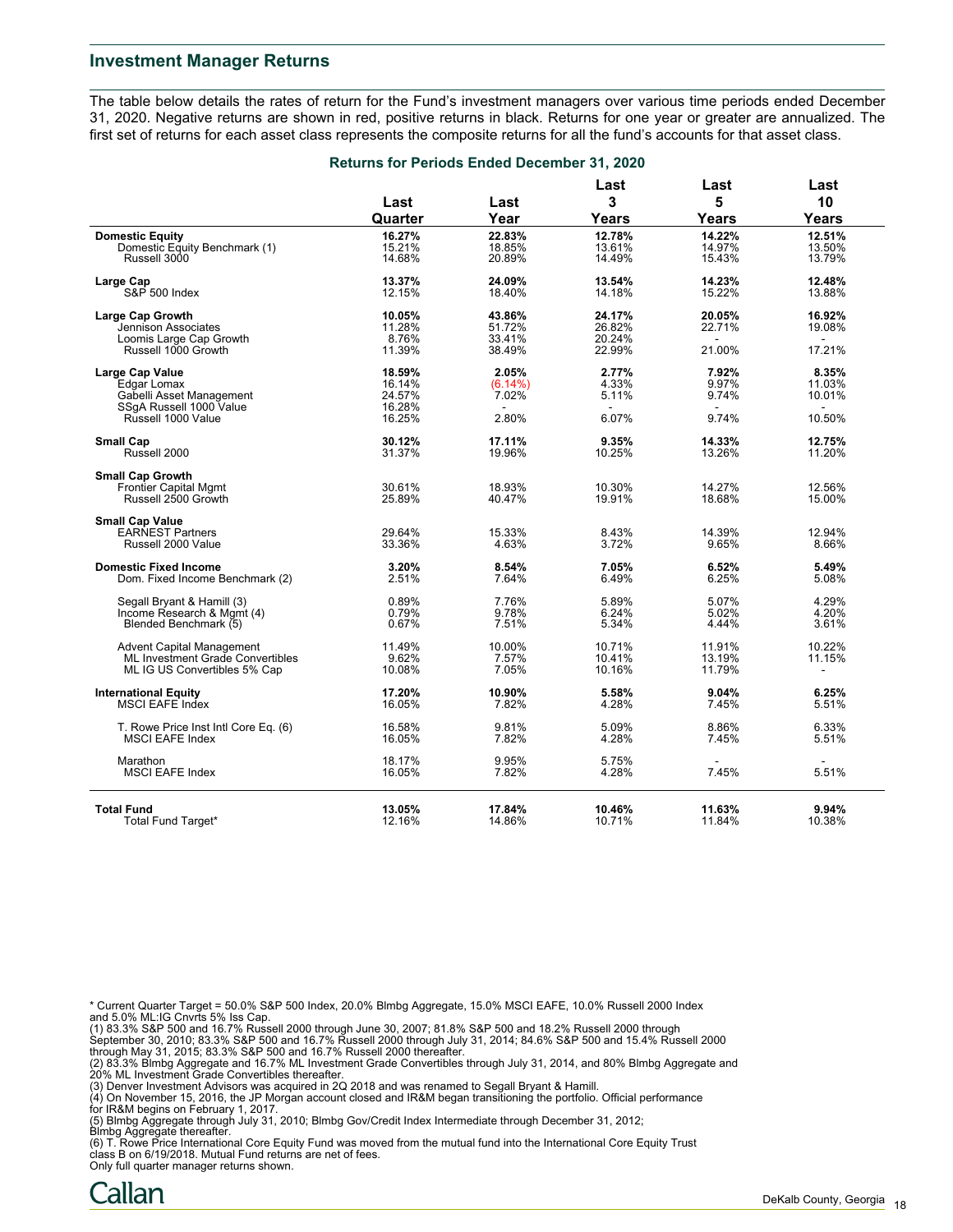## Investment Manager Returns

The table below details the rates of return for the Fund's investment managers over various time periods ended December 31, 2020. Negative returns are shown in red, positive returns in black. Returns for one year or greater are annualized. The first set of returns for each asset class represents the composite returns for all the fund's accounts for that asset class.

**Returns for Periods Ended December 31, 2020**

| | Last Quarter | Last Year | Last 3 Years | Last 5 Years | Last 10 Years |
|---|---|---|---|---|---|
| **Domestic Equity** | **16.27%** | **22.83%** | **12.78%** | **14.22%** | **12.51%** |
| Domestic Equity Benchmark (1) | 15.21% | 18.85% | 13.61% | 14.97% | 13.50% |
| Russell 3000 | 14.68% | 20.89% | 14.49% | 15.43% | 13.79% |
| **Large Cap** | **13.37%** | **24.09%** | **13.54%** | **14.23%** | **12.48%** |
| S&P 500 Index | 12.15% | 18.40% | 14.18% | 15.22% | 13.88% |
| **Large Cap Growth** | **10.05%** | **43.86%** | **24.17%** | **20.05%** | **16.92%** |
| Jennison Associates | 11.28% | 51.72% | 26.82% | 22.71% | 19.08% |
| Loomis Large Cap Growth | 8.76% | 33.41% | 20.24% | - | - |
| Russell 1000 Growth | 11.39% | 38.49% | 22.99% | 21.00% | 17.21% |
| **Large Cap Value** | **18.59%** | **2.05%** | **2.77%** | **7.92%** | **8.35%** |
| Edgar Lomax | 16.14% | (6.14%) | 4.33% | 9.97% | 11.03% |
| Gabelli Asset Management | 24.57% | 7.02% | 5.11% | 9.74% | 10.01% |
| SSgA Russell 1000 Value | 16.28% | - | - | - | - |
| Russell 1000 Value | 16.25% | 2.80% | 6.07% | 9.74% | 10.50% |
| **Small Cap** | **30.12%** | **17.11%** | **9.35%** | **14.33%** | **12.75%** |
| Russell 2000 | 31.37% | 19.96% | 10.25% | 13.26% | 11.20% |
| **Small Cap Growth** | | | | | |
| Frontier Capital Mgmt | 30.61% | 18.93% | 10.30% | 14.27% | 12.56% |
| Russell 2500 Growth | 25.89% | 40.47% | 19.91% | 18.68% | 15.00% |
| **Small Cap Value** | | | | | |
| EARNEST Partners | 29.64% | 15.33% | 8.43% | 14.39% | 12.94% |
| Russell 2000 Value | 33.36% | 4.63% | 3.72% | 9.65% | 8.66% |
| **Domestic Fixed Income** | **3.20%** | **8.54%** | **7.05%** | **6.52%** | **5.49%** |
| Dom. Fixed Income Benchmark (2) | 2.51% | 7.64% | 6.49% | 6.25% | 5.08% |
| Segall Bryant & Hamill (3) | 0.89% | 7.76% | 5.89% | 5.07% | 4.29% |
| Income Research & Mgmt (4) | 0.79% | 9.78% | 6.24% | 5.02% | 4.20% |
| Blended Benchmark (5) | 0.67% | 7.51% | 5.34% | 4.44% | 3.61% |
| Advent Capital Management | 11.49% | 10.00% | 10.71% | 11.91% | 10.22% |
| ML Investment Grade Convertibles | 9.62% | 7.57% | 10.41% | 13.19% | 11.15% |
| ML IG US Convertibles 5% Cap | 10.08% | 7.05% | 10.16% | 11.79% | - |
| **International Equity** | **17.20%** | **10.90%** | **5.58%** | **9.04%** | **6.25%** |
| MSCI EAFE Index | 16.05% | 7.82% | 4.28% | 7.45% | 5.51% |
| T. Rowe Price Inst Intl Core Eq. (6) | 16.58% | 9.81% | 5.09% | 8.86% | 6.33% |
| MSCI EAFE Index | 16.05% | 7.82% | 4.28% | 7.45% | 5.51% |
| Marathon | 18.17% | 9.95% | 5.75% | - | - |
| MSCI EAFE Index | 16.05% | 7.82% | 4.28% | 7.45% | 5.51% |
| **Total Fund** | **13.05%** | **17.84%** | **10.46%** | **11.63%** | **9.94%** |
| Total Fund Target* | 12.16% | 14.86% | 10.71% | 11.84% | 10.38% |

* Current Quarter Target = 50.0% S&P 500 Index, 20.0% Blmbg Aggregate, 15.0% MSCI EAFE, 10.0% Russell 2000 Index and 5.0% ML:IG Cnvrts 5% Iss Cap.
(1) 83.3% S&P 500 and 16.7% Russell 2000 through June 30, 2007; 81.8% S&P 500 and 18.2% Russell 2000 through September 30, 2010; 83.3% S&P 500 and 16.7% Russell 2000 through July 31, 2014; 84.6% S&P 500 and 15.4% Russell 2000 through May 31, 2015; 83.3% S&P 500 and 16.7% Russell 2000 thereafter.
(2) 83.3% Blmbg Aggregate and 16.7% ML Investment Grade Convertibles through July 31, 2014, and 80% Blmbg Aggregate and 20% ML Investment Grade Convertibles thereafter.
(3) Denver Investment Advisors was acquired in 2Q 2018 and was renamed to Segall Bryant & Hamill.
(4) On November 15, 2016, the JP Morgan account closed and IR&M began transitioning the portfolio. Official performance for IR&M begins on February 1, 2017.
(5) Blmbg Aggregate through July 31, 2010; Blmbg Gov/Credit Index Intermediate through December 31, 2012; Blmbg Aggregate thereafter.
(6) T. Rowe Price International Core Equity Fund was moved from the mutual fund into the International Core Equity Trust class B on 6/19/2018. Mutual Fund returns are net of fees.
Only full quarter manager returns shown.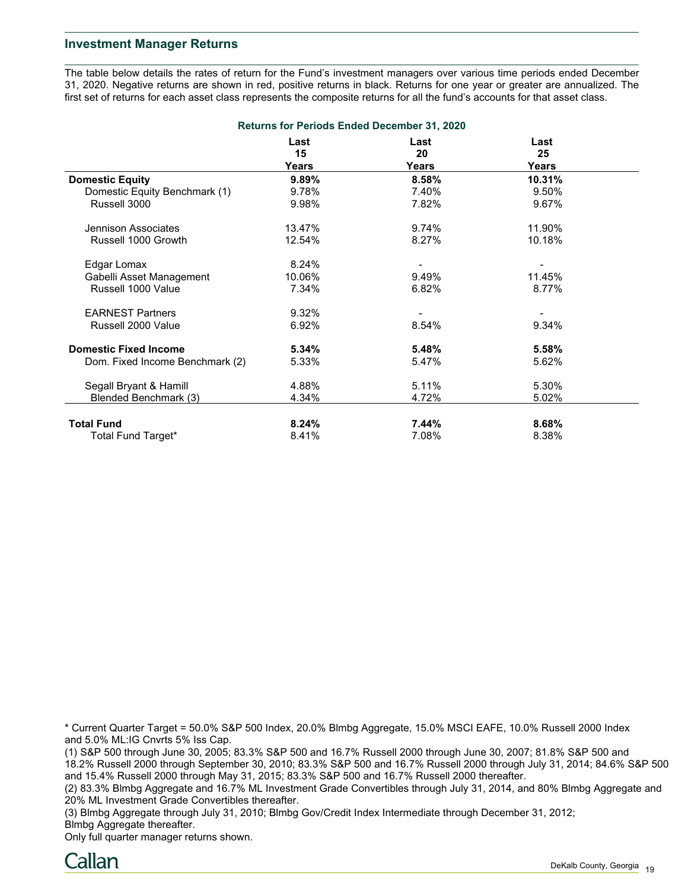## Investment Manager Returns

The table below details the rates of return for the Fund's investment managers over various time periods ended December 31, 2020. Negative returns are shown in red, positive returns in black. Returns for one year or greater are annualized. The first set of returns for each asset class represents the composite returns for all the fund's accounts for that asset class.

**Returns for Periods Ended December 31, 2020**

| | Last 15 Years | Last 20 Years | Last 25 Years |
|---|---|---|---|
| **Domestic Equity** | **9.89%** | **8.58%** | **10.31%** |
| Domestic Equity Benchmark (1) | 9.78% | 7.40% | 9.50% |
| Russell 3000 | 9.98% | 7.82% | 9.67% |
| Jennison Associates | 13.47% | 9.74% | 11.90% |
| Russell 1000 Growth | 12.54% | 8.27% | 10.18% |
| Edgar Lomax | 8.24% | - | - |
| Gabelli Asset Management | 10.06% | 9.49% | 11.45% |
| Russell 1000 Value | 7.34% | 6.82% | 8.77% |
| EARNEST Partners | 9.32% | - | - |
| Russell 2000 Value | 6.92% | 8.54% | 9.34% |
| **Domestic Fixed Income** | **5.34%** | **5.48%** | **5.58%** |
| Dom. Fixed Income Benchmark (2) | 5.33% | 5.47% | 5.62% |
| Segall Bryant & Hamill | 4.88% | 5.11% | 5.30% |
| Blended Benchmark (3) | 4.34% | 4.72% | 5.02% |
| **Total Fund** | **8.24%** | **7.44%** | **8.68%** |
| Total Fund Target* | 8.41% | 7.08% | 8.38% |

* Current Quarter Target = 50.0% S&P 500 Index, 20.0% Blmbg Aggregate, 15.0% MSCI EAFE, 10.0% Russell 2000 Index and 5.0% ML:IG Cnvrts 5% Iss Cap.

(1) S&P 500 through June 30, 2005; 83.3% S&P 500 and 16.7% Russell 2000 through June 30, 2007; 81.8% S&P 500 and 18.2% Russell 2000 through September 30, 2010; 83.3% S&P 500 and 16.7% Russell 2000 through July 31, 2014; 84.6% S&P 500 and 15.4% Russell 2000 through May 31, 2015; 83.3% S&P 500 and 16.7% Russell 2000 thereafter.

(2) 83.3% Blmbg Aggregate and 16.7% ML Investment Grade Convertibles through July 31, 2014, and 80% Blmbg Aggregate and 20% ML Investment Grade Convertibles thereafter.

(3) Blmbg Aggregate through July 31, 2010; Blmbg Gov/Credit Index Intermediate through December 31, 2012; Blmbg Aggregate thereafter.

Only full quarter manager returns shown.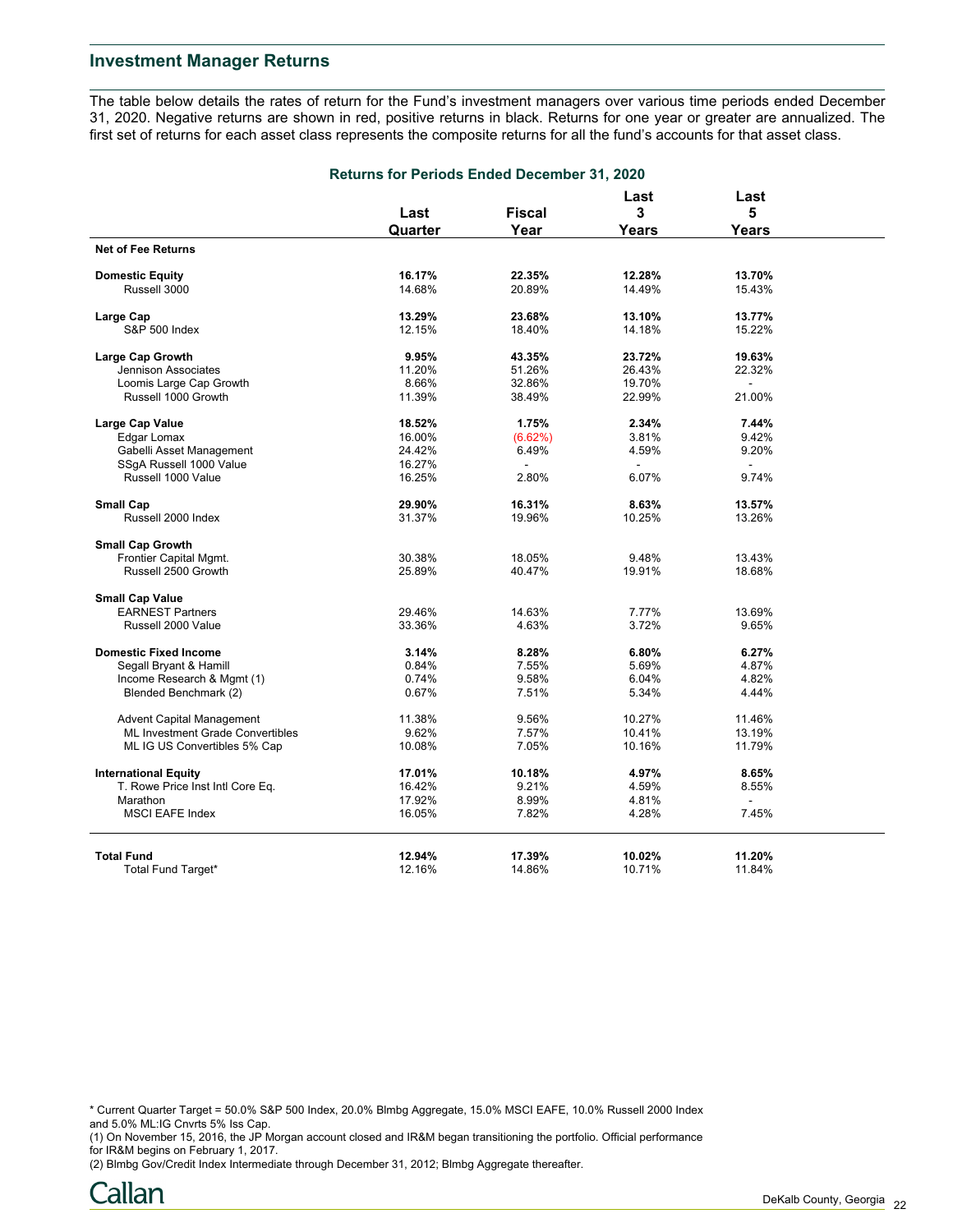## Investment Manager Returns

The table below details the rates of return for the Fund's investment managers over various time periods ended December 31, 2020. Negative returns are shown in red, positive returns in black. Returns for one year or greater are annualized. The first set of returns for each asset class represents the composite returns for all the fund's accounts for that asset class.

### Returns for Periods Ended December 31, 2020

| | Last Quarter | Fiscal Year | Last 3 Years | Last 5 Years |
|---|---|---|---|---|
| **Net of Fee Returns** | | | | |
| **Domestic Equity** | **16.17%** | **22.35%** | **12.28%** | **13.70%** |
| Russell 3000 | 14.68% | 20.89% | 14.49% | 15.43% |
| **Large Cap** | **13.29%** | **23.68%** | **13.10%** | **13.77%** |
| S&P 500 Index | 12.15% | 18.40% | 14.18% | 15.22% |
| **Large Cap Growth** | **9.95%** | **43.35%** | **23.72%** | **19.63%** |
| Jennison Associates | 11.20% | 51.26% | 26.43% | 22.32% |
| Loomis Large Cap Growth | 8.66% | 32.86% | 19.70% | - |
| Russell 1000 Growth | 11.39% | 38.49% | 22.99% | 21.00% |
| **Large Cap Value** | **18.52%** | **1.75%** | **2.34%** | **7.44%** |
| Edgar Lomax | 16.00% | (6.62%) | 3.81% | 9.42% |
| Gabelli Asset Management | 24.42% | 6.49% | 4.59% | 9.20% |
| SSgA Russell 1000 Value | 16.27% | - | - | - |
| Russell 1000 Value | 16.25% | 2.80% | 6.07% | 9.74% |
| **Small Cap** | **29.90%** | **16.31%** | **8.63%** | **13.57%** |
| Russell 2000 Index | 31.37% | 19.96% | 10.25% | 13.26% |
| **Small Cap Growth** | | | | |
| Frontier Capital Mgmt. | 30.38% | 18.05% | 9.48% | 13.43% |
| Russell 2500 Growth | 25.89% | 40.47% | 19.91% | 18.68% |
| **Small Cap Value** | | | | |
| EARNEST Partners | 29.46% | 14.63% | 7.77% | 13.69% |
| Russell 2000 Value | 33.36% | 4.63% | 3.72% | 9.65% |
| **Domestic Fixed Income** | **3.14%** | **8.28%** | **6.80%** | **6.27%** |
| Segall Bryant & Hamill | 0.84% | 7.55% | 5.69% | 4.87% |
| Income Research & Mgmt (1) | 0.74% | 9.58% | 6.04% | 4.82% |
| Blended Benchmark (2) | 0.67% | 7.51% | 5.34% | 4.44% |
| Advent Capital Management | 11.38% | 9.56% | 10.27% | 11.46% |
| ML Investment Grade Convertibles | 9.62% | 7.57% | 10.41% | 13.19% |
| ML IG US Convertibles 5% Cap | 10.08% | 7.05% | 10.16% | 11.79% |
| **International Equity** | **17.01%** | **10.18%** | **4.97%** | **8.65%** |
| T. Rowe Price Inst Intl Core Eq. | 16.42% | 9.21% | 4.59% | 8.55% |
| Marathon | 17.92% | 8.99% | 4.81% | - |
| MSCI EAFE Index | 16.05% | 7.82% | 4.28% | 7.45% |
| **Total Fund** | **12.94%** | **17.39%** | **10.02%** | **11.20%** |
| Total Fund Target* | 12.16% | 14.86% | 10.71% | 11.84% |

* Current Quarter Target = 50.0% S&P 500 Index, 20.0% Blmbg Aggregate, 15.0% MSCI EAFE, 10.0% Russell 2000 Index and 5.0% ML:IG Cnvrts 5% Iss Cap.

(1) On November 15, 2016, the JP Morgan account closed and IR&M began transitioning the portfolio. Official performance for IR&M begins on February 1, 2017.

(2) Blmbg Gov/Credit Index Intermediate through December 31, 2012; Blmbg Aggregate thereafter.